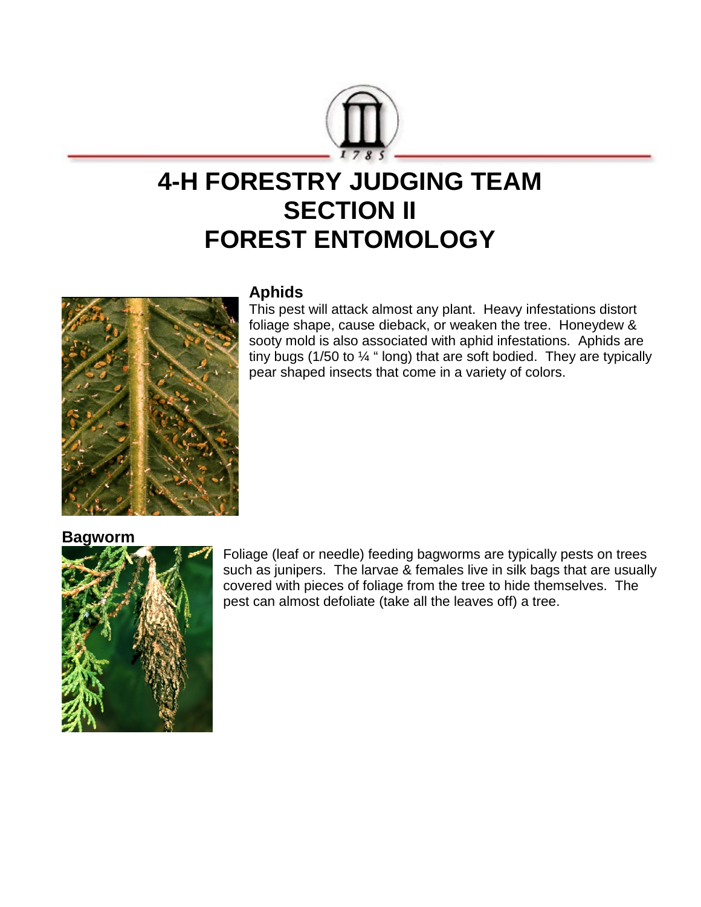# 4-H FORESTRY JUDGING TEAM
# SECTION II
# FOREST ENTOMOLOGY

## Aphids

This pest will attack almost any plant. Heavy infestations distort foliage shape, cause dieback, or weaken the tree. Honeydew & sooty mold is also associated with aphid infestations. Aphids are tiny bugs (1/50 to ¼ " long) that are soft bodied. They are typically pear shaped insects that come in a variety of colors.

## Bagworm

Foliage (leaf or needle) feeding bagworms are typically pests on trees such as junipers. The larvae & females live in silk bags that are usually covered with pieces of foliage from the tree to hide themselves. The pest can almost defoliate (take all the leaves off) a tree.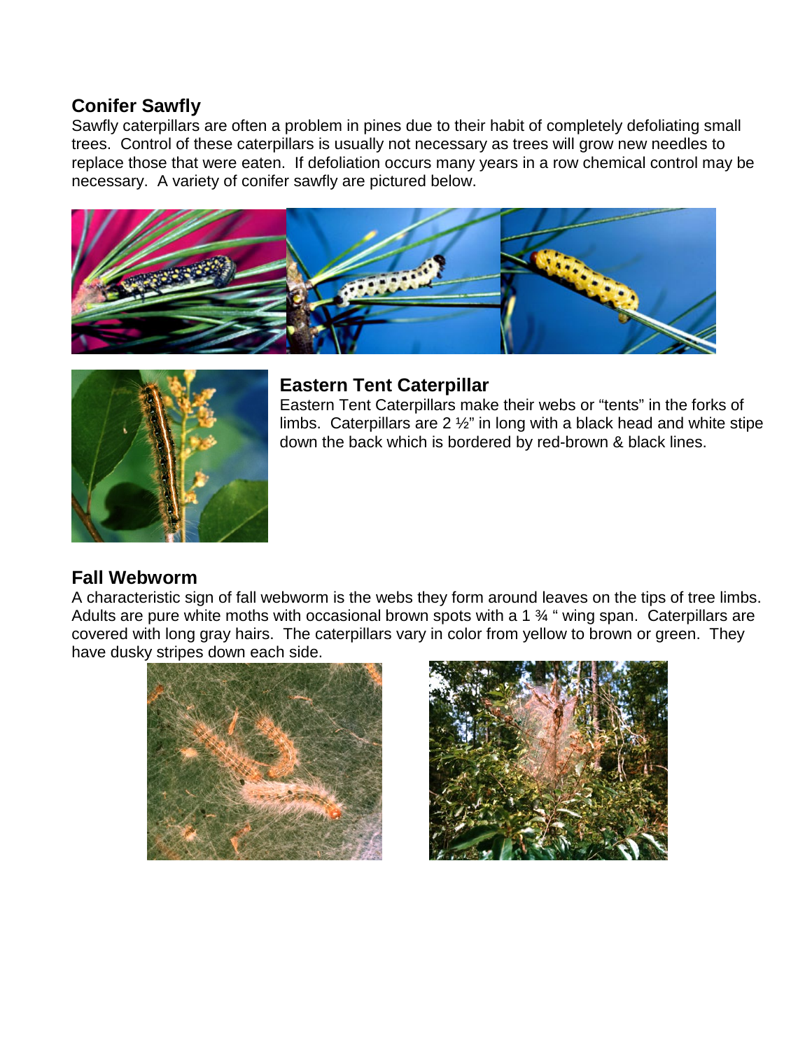## Conifer Sawfly

Sawfly caterpillars are often a problem in pines due to their habit of completely defoliating small trees. Control of these caterpillars is usually not necessary as trees will grow new needles to replace those that were eaten. If defoliation occurs many years in a row chemical control may be necessary. A variety of conifer sawfly are pictured below.

## Eastern Tent Caterpillar

Eastern Tent Caterpillars make their webs or "tents" in the forks of limbs. Caterpillars are 2 ½" in long with a black head and white stipe down the back which is bordered by red-brown & black lines.

## Fall Webworm

A characteristic sign of fall webworm is the webs they form around leaves on the tips of tree limbs. Adults are pure white moths with occasional brown spots with a 1 ¾ " wing span. Caterpillars are covered with long gray hairs. The caterpillars vary in color from yellow to brown or green. They have dusky stripes down each side.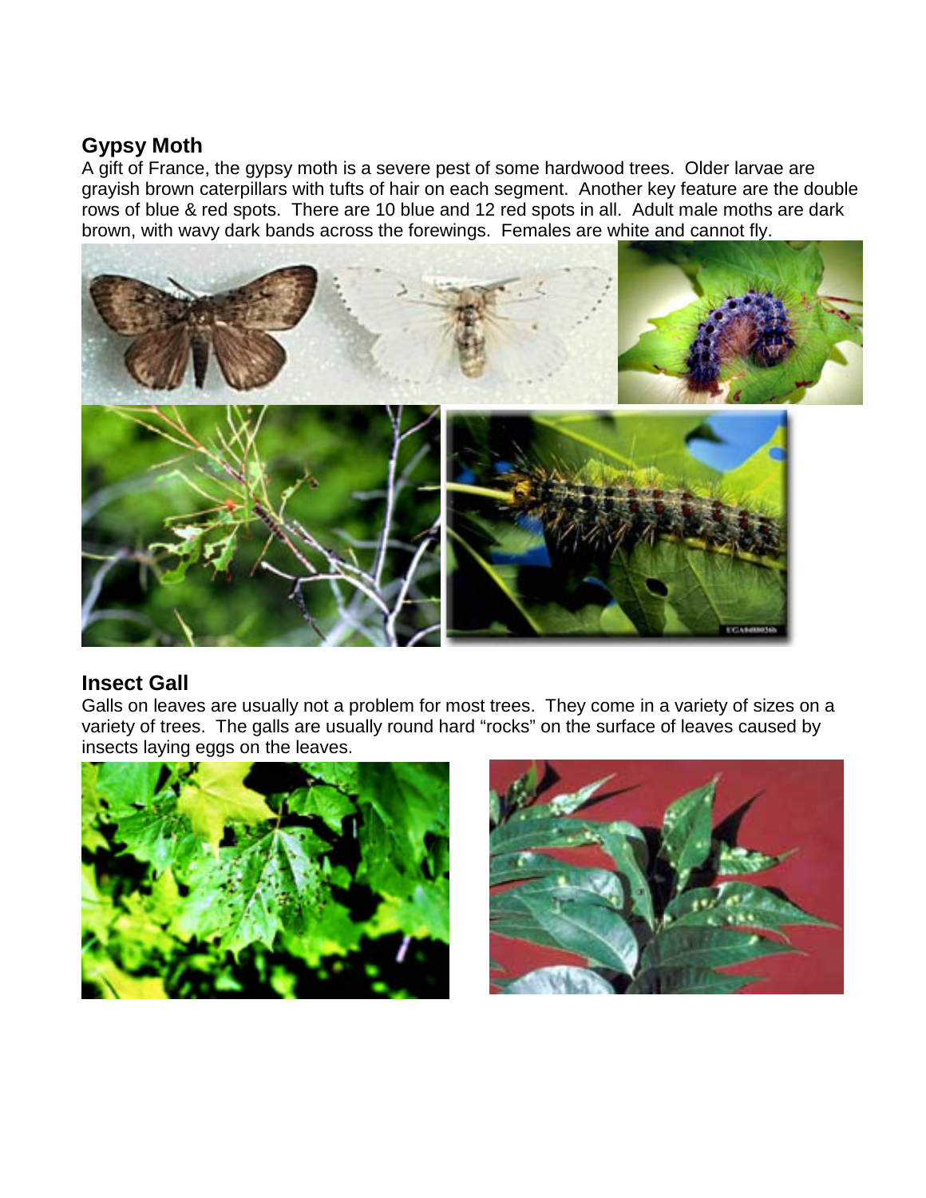## Gypsy Moth

A gift of France, the gypsy moth is a severe pest of some hardwood trees. Older larvae are grayish brown caterpillars with tufts of hair on each segment. Another key feature are the double rows of blue & red spots. There are 10 blue and 12 red spots in all. Adult male moths are dark brown, with wavy dark bands across the forewings. Females are white and cannot fly.

## Insect Gall

Galls on leaves are usually not a problem for most trees. They come in a variety of sizes on a variety of trees. The galls are usually round hard "rocks" on the surface of leaves caused by insects laying eggs on the leaves.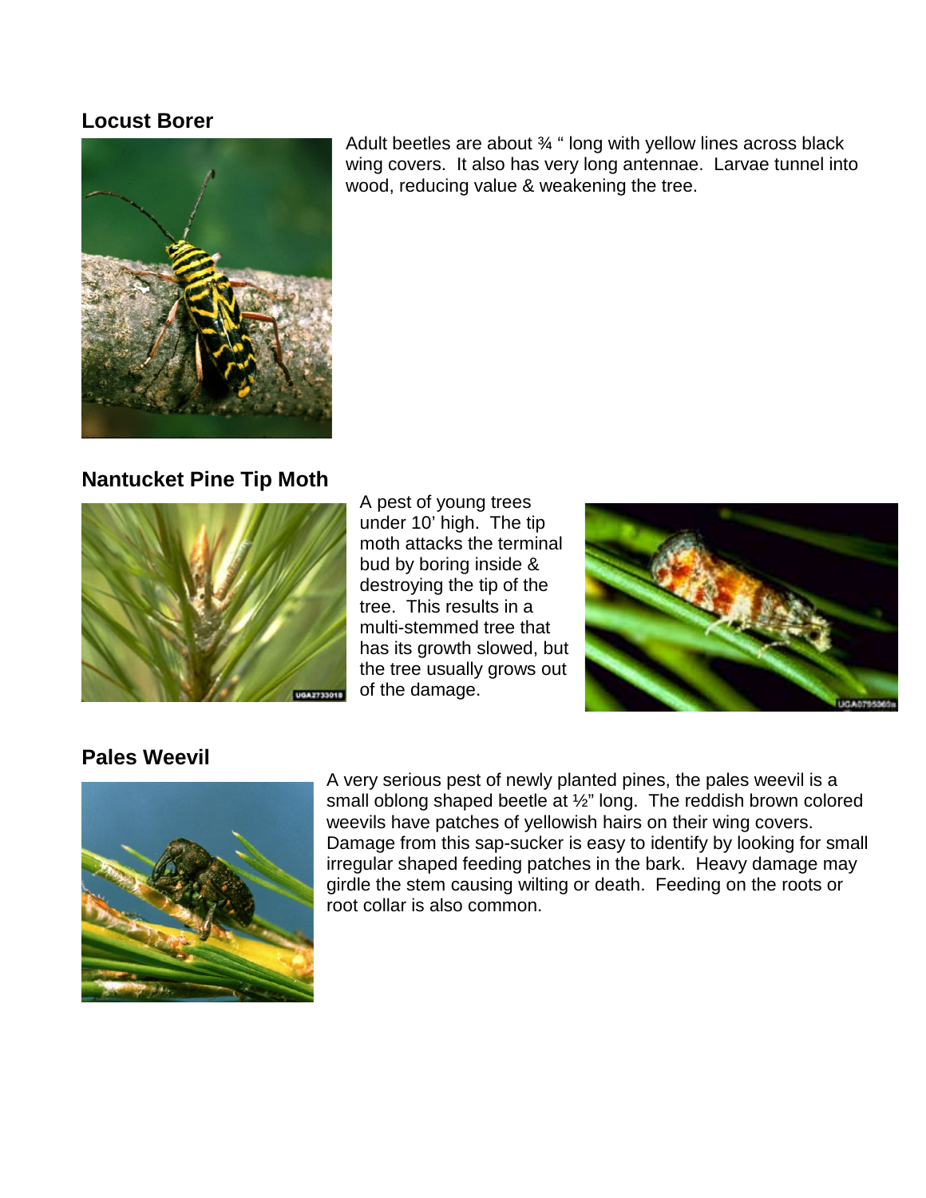## Locust Borer

Adult beetles are about ¾ " long with yellow lines across black wing covers. It also has very long antennae. Larvae tunnel into wood, reducing value & weakening the tree.

## Nantucket Pine Tip Moth

A pest of young trees under 10' high. The tip moth attacks the terminal bud by boring inside & destroying the tip of the tree. This results in a multi-stemmed tree that has its growth slowed, but the tree usually grows out of the damage.

## Pales Weevil

A very serious pest of newly planted pines, the pales weevil is a small oblong shaped beetle at ½" long. The reddish brown colored weevils have patches of yellowish hairs on their wing covers. Damage from this sap-sucker is easy to identify by looking for small irregular shaped feeding patches in the bark. Heavy damage may girdle the stem causing wilting or death. Feeding on the roots or root collar is also common.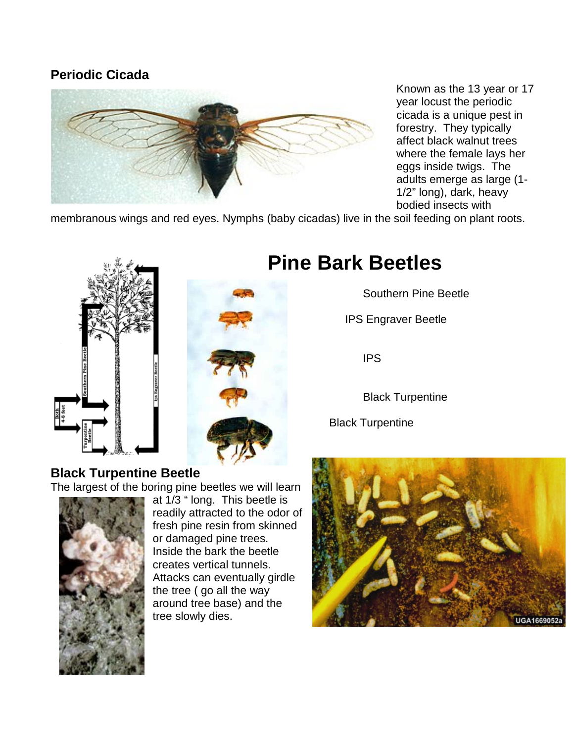## Periodic Cicada

Known as the 13 year or 17 year locust the periodic cicada is a unique pest in forestry. They typically affect black walnut trees where the female lays her eggs inside twigs. The adults emerge as large (1-1/2" long), dark, heavy bodied insects with membranous wings and red eyes. Nymphs (baby cicadas) live in the soil feeding on plant roots.

# Pine Bark Beetles

Southern Pine Beetle

IPS Engraver Beetle

IPS

Black Turpentine

Black Turpentine

## Black Turpentine Beetle

The largest of the boring pine beetles we will learn at 1/3 " long. This beetle is readily attracted to the odor of fresh pine resin from skinned or damaged pine trees. Inside the bark the beetle creates vertical tunnels. Attacks can eventually girdle the tree ( go all the way around tree base) and the tree slowly dies.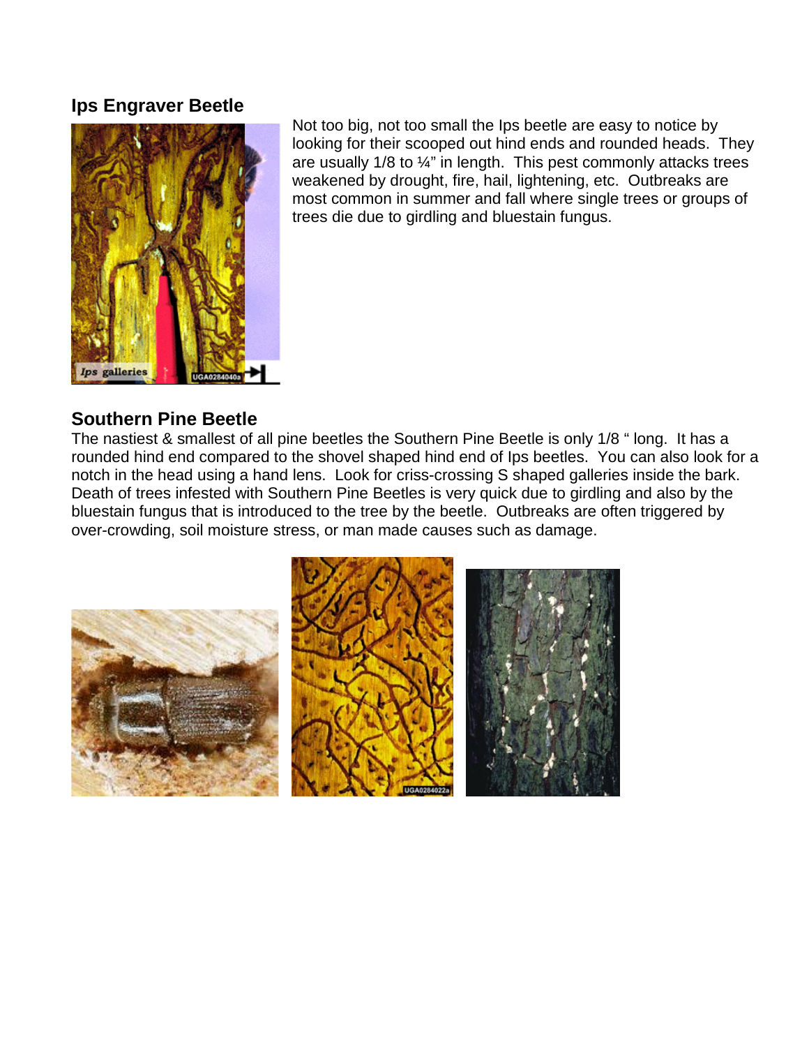## Ips Engraver Beetle

Not too big, not too small the Ips beetle are easy to notice by looking for their scooped out hind ends and rounded heads. They are usually 1/8 to ¼" in length. This pest commonly attacks trees weakened by drought, fire, hail, lightening, etc. Outbreaks are most common in summer and fall where single trees or groups of trees die due to girdling and bluestain fungus.

## Southern Pine Beetle

The nastiest & smallest of all pine beetles the Southern Pine Beetle is only 1/8 " long. It has a rounded hind end compared to the shovel shaped hind end of Ips beetles. You can also look for a notch in the head using a hand lens. Look for criss-crossing S shaped galleries inside the bark. Death of trees infested with Southern Pine Beetles is very quick due to girdling and also by the bluestain fungus that is introduced to the tree by the beetle. Outbreaks are often triggered by over-crowding, soil moisture stress, or man made causes such as damage.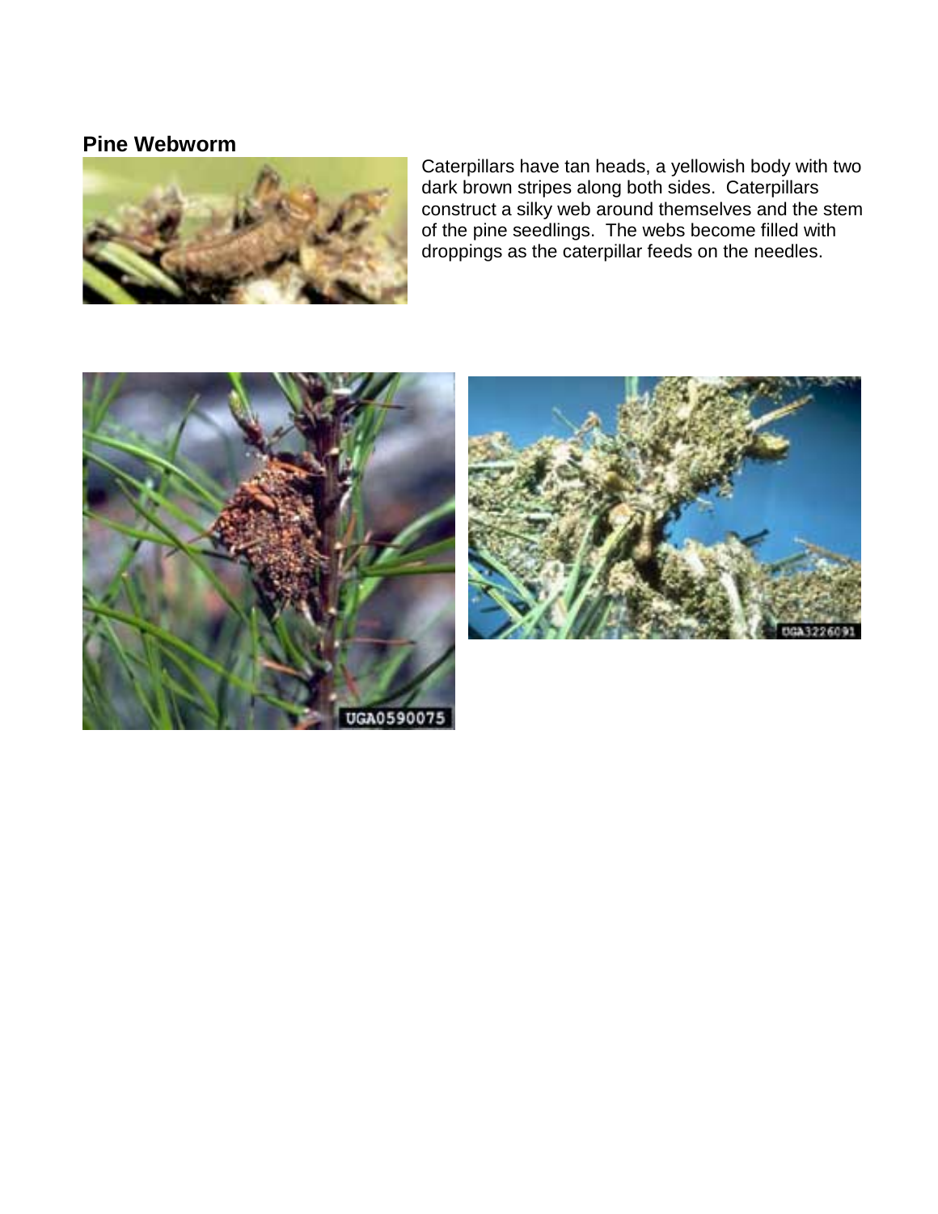## Pine Webworm

Caterpillars have tan heads, a yellowish body with two dark brown stripes along both sides. Caterpillars construct a silky web around themselves and the stem of the pine seedlings. The webs become filled with droppings as the caterpillar feeds on the needles.